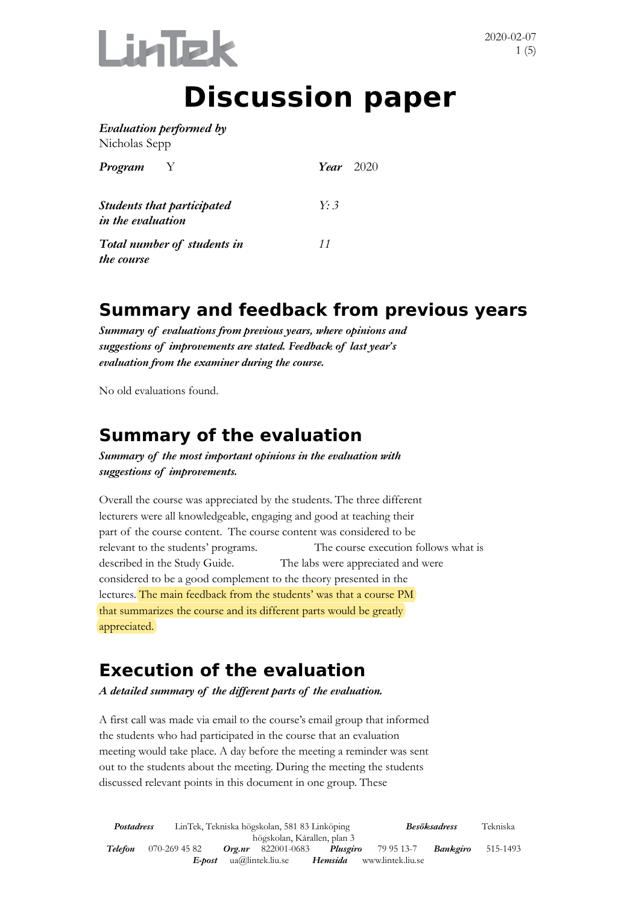# Discussion paper

*Evaluation performed by*
Nicholas Sepp

***Program*** Y ***Year*** 2020

***Students that participated in the evaluation*** *Y: 3*

***Total number of students in the course*** *11*

## Summary and feedback from previous years

***Summary of evaluations from previous years, where opinions and suggestions of improvements are stated. Feedback of last year's evaluation from the examiner during the course.***

No old evaluations found.

## Summary of the evaluation

***Summary of the most important opinions in the evaluation with suggestions of improvements.***

Overall the course was appreciated by the students. The three different lecturers were all knowledgeable, engaging and good at teaching their part of the course content. The course content was considered to be relevant to the students' programs. The course execution follows what is described in the Study Guide. The labs were appreciated and were considered to be a good complement to the theory presented in the lectures. The main feedback from the students' was that a course PM that summarizes the course and its different parts would be greatly appreciated.

## Execution of the evaluation

***A detailed summary of the different parts of the evaluation.***

A first call was made via email to the course's email group that informed the students who had participated in the course that an evaluation meeting would take place. A day before the meeting a reminder was sent out to the students about the meeting. During the meeting the students discussed relevant points in this document in one group. These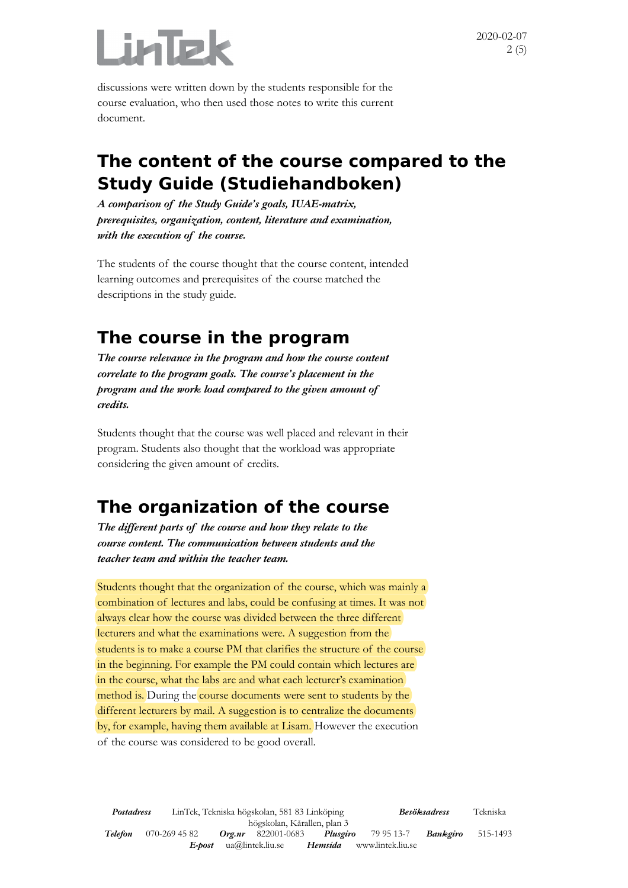discussions were written down by the students responsible for the course evaluation, who then used those notes to write this current document.

## The content of the course compared to the Study Guide (Studiehandboken)

***A comparison of the Study Guide's goals, IUAE-matrix, prerequisites, organization, content, literature and examination, with the execution of the course.***

The students of the course thought that the course content, intended learning outcomes and prerequisites of the course matched the descriptions in the study guide.

## The course in the program

***The course relevance in the program and how the course content correlate to the program goals. The course's placement in the program and the work load compared to the given amount of credits.***

Students thought that the course was well placed and relevant in their program. Students also thought that the workload was appropriate considering the given amount of credits.

## The organization of the course

***The different parts of the course and how they relate to the course content. The communication between students and the teacher team and within the teacher team.***

Students thought that the organization of the course, which was mainly a combination of lectures and labs, could be confusing at times. It was not always clear how the course was divided between the three different lecturers and what the examinations were. A suggestion from the students is to make a course PM that clarifies the structure of the course in the beginning. For example the PM could contain which lectures are in the course, what the labs are and what each lecturer's examination method is. During the course documents were sent to students by the different lecturers by mail. A suggestion is to centralize the documents by, for example, having them available at Lisam. However the execution of the course was considered to be good overall.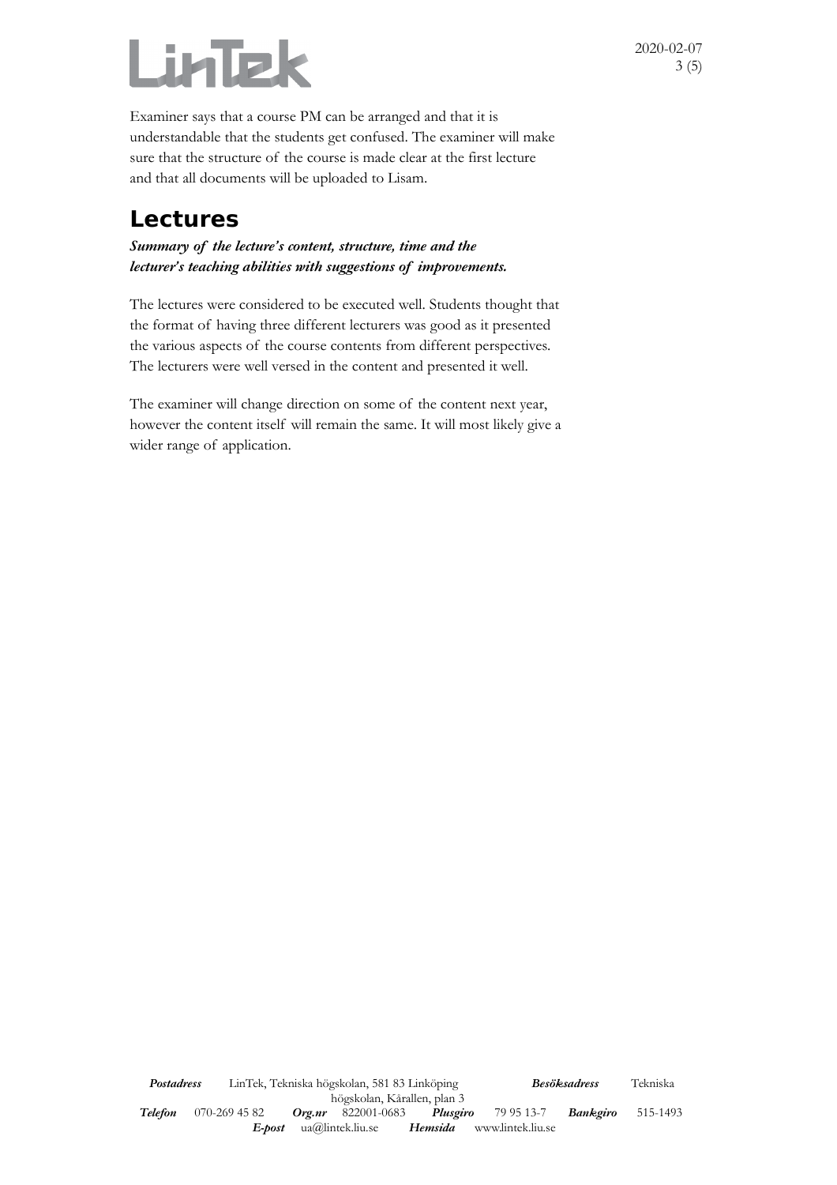Examiner says that a course PM can be arranged and that it is understandable that the students get confused. The examiner will make sure that the structure of the course is made clear at the first lecture and that all documents will be uploaded to Lisam.

## Lectures

***Summary of the lecture's content, structure, time and the lecturer's teaching abilities with suggestions of improvements.***

The lectures were considered to be executed well. Students thought that the format of having three different lecturers was good as it presented the various aspects of the course contents from different perspectives. The lecturers were well versed in the content and presented it well.

The examiner will change direction on some of the content next year, however the content itself will remain the same. It will most likely give a wider range of application.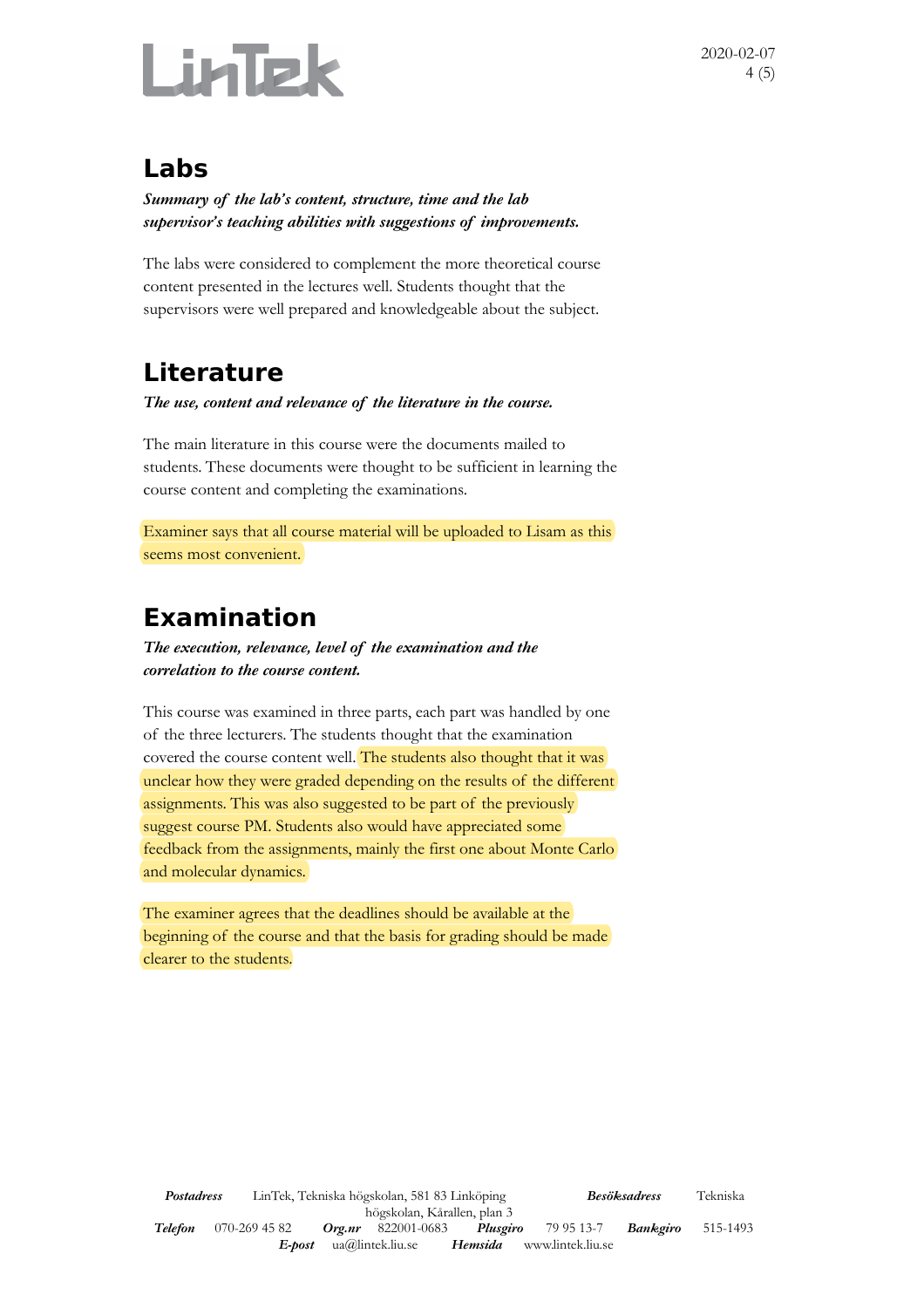## Labs

***Summary of the lab's content, structure, time and the lab supervisor's teaching abilities with suggestions of improvements.***

The labs were considered to complement the more theoretical course content presented in the lectures well. Students thought that the supervisors were well prepared and knowledgeable about the subject.

## Literature

***The use, content and relevance of the literature in the course.***

The main literature in this course were the documents mailed to students. These documents were thought to be sufficient in learning the course content and completing the examinations.

Examiner says that all course material will be uploaded to Lisam as this seems most convenient.

## Examination

***The execution, relevance, level of the examination and the correlation to the course content.***

This course was examined in three parts, each part was handled by one of the three lecturers. The students thought that the examination covered the course content well. The students also thought that it was unclear how they were graded depending on the results of the different assignments. This was also suggested to be part of the previously suggest course PM. Students also would have appreciated some feedback from the assignments, mainly the first one about Monte Carlo and molecular dynamics.

The examiner agrees that the deadlines should be available at the beginning of the course and that the basis for grading should be made clearer to the students.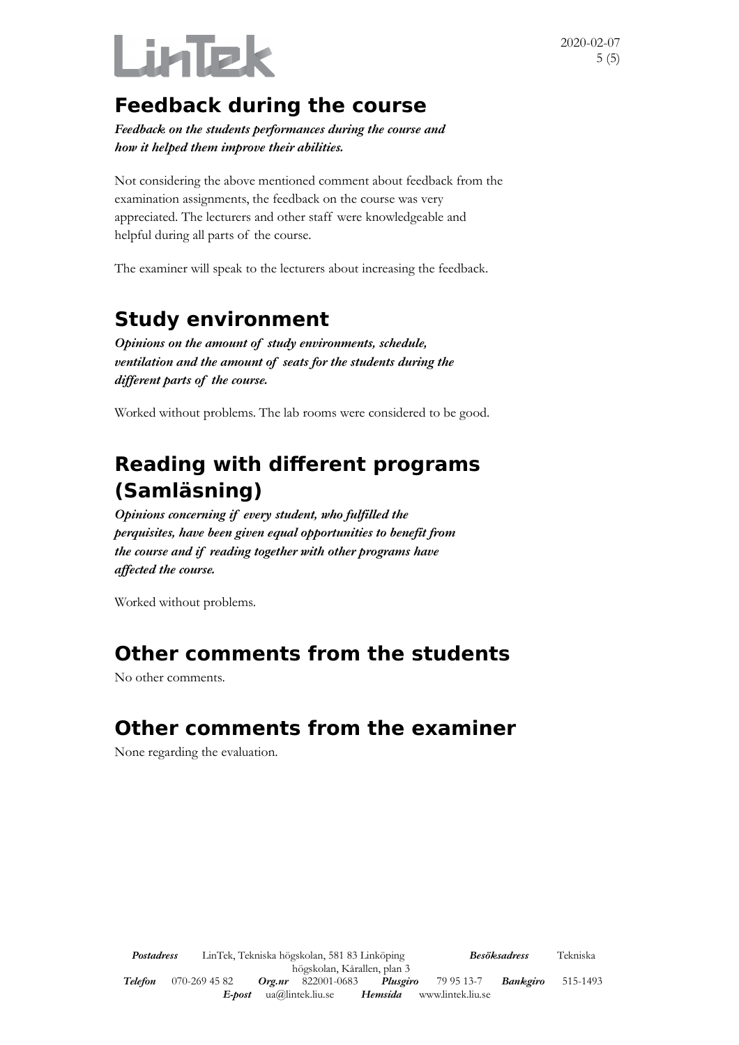## Feedback during the course

***Feedback on the students performances during the course and how it helped them improve their abilities.***

Not considering the above mentioned comment about feedback from the examination assignments, the feedback on the course was very appreciated. The lecturers and other staff were knowledgeable and helpful during all parts of the course.

The examiner will speak to the lecturers about increasing the feedback.

## Study environment

***Opinions on the amount of study environments, schedule, ventilation and the amount of seats for the students during the different parts of the course.***

Worked without problems. The lab rooms were considered to be good.

## Reading with different programs (Samläsning)

***Opinions concerning if every student, who fulfilled the perquisites, have been given equal opportunities to benefit from the course and if reading together with other programs have affected the course.***

Worked without problems.

## Other comments from the students

No other comments.

## Other comments from the examiner

None regarding the evaluation.